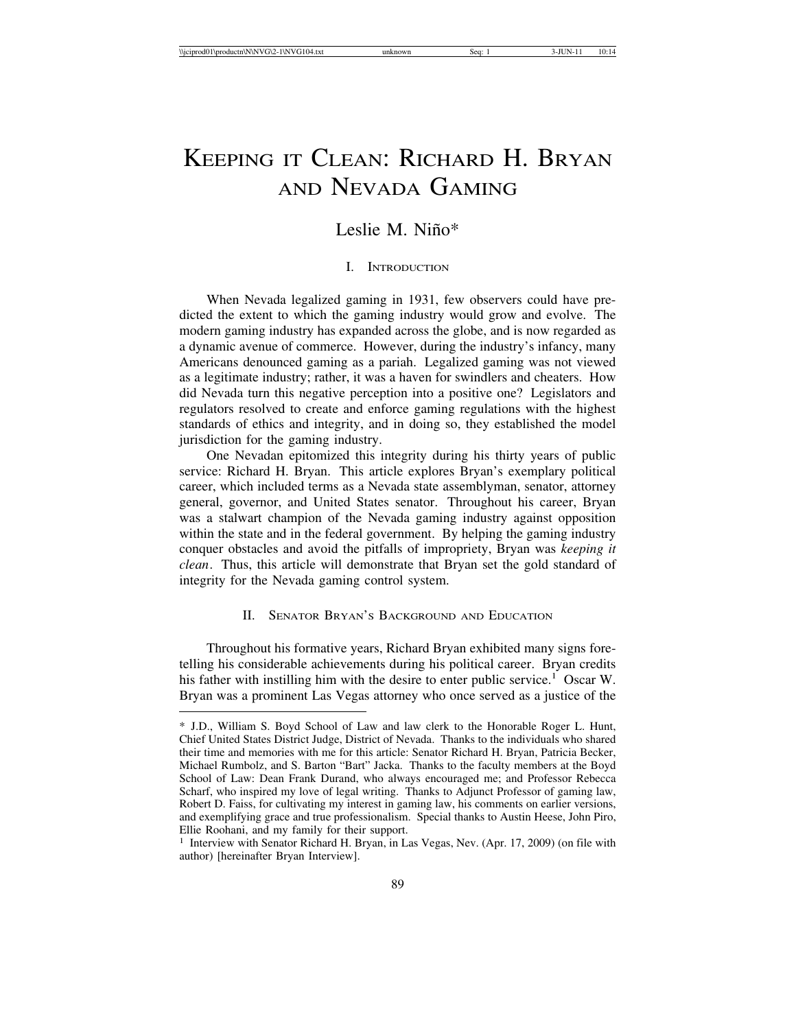# KEEPING IT CLEAN: RICHARD H. BRYAN AND NEVADA GAMING

Leslie M. Niño*

## I. INTRODUCTION

When Nevada legalized gaming in 1931, few observers could have predicted the extent to which the gaming industry would grow and evolve. The modern gaming industry has expanded across the globe, and is now regarded as a dynamic avenue of commerce. However, during the industry's infancy, many Americans denounced gaming as a pariah. Legalized gaming was not viewed as a legitimate industry; rather, it was a haven for swindlers and cheaters. How did Nevada turn this negative perception into a positive one? Legislators and regulators resolved to create and enforce gaming regulations with the highest standards of ethics and integrity, and in doing so, they established the model jurisdiction for the gaming industry.

One Nevadan epitomized this integrity during his thirty years of public service: Richard H. Bryan. This article explores Bryan's exemplary political career, which included terms as a Nevada state assemblyman, senator, attorney general, governor, and United States senator. Throughout his career, Bryan was a stalwart champion of the Nevada gaming industry against opposition within the state and in the federal government. By helping the gaming industry conquer obstacles and avoid the pitfalls of impropriety, Bryan was *keeping it clean*. Thus, this article will demonstrate that Bryan set the gold standard of integrity for the Nevada gaming control system.

## II. SENATOR BRYAN'S BACKGROUND AND EDUCATION

Throughout his formative years, Richard Bryan exhibited many signs foretelling his considerable achievements during his political career. Bryan credits his father with instilling him with the desire to enter public service.[1] Oscar W. Bryan was a prominent Las Vegas attorney who once served as a justice of the

---

* J.D., William S. Boyd School of Law and law clerk to the Honorable Roger L. Hunt, Chief United States District Judge, District of Nevada. Thanks to the individuals who shared their time and memories with me for this article: Senator Richard H. Bryan, Patricia Becker, Michael Rumbolz, and S. Barton "Bart" Jacka. Thanks to the faculty members at the Boyd School of Law: Dean Frank Durand, who always encouraged me; and Professor Rebecca Scharf, who inspired my love of legal writing. Thanks to Adjunct Professor of gaming law, Robert D. Faiss, for cultivating my interest in gaming law, his comments on earlier versions, and exemplifying grace and true professionalism. Special thanks to Austin Heese, John Piro, Ellie Roohani, and my family for their support.

[1] Interview with Senator Richard H. Bryan, in Las Vegas, Nev. (Apr. 17, 2009) (on file with author) [hereinafter Bryan Interview].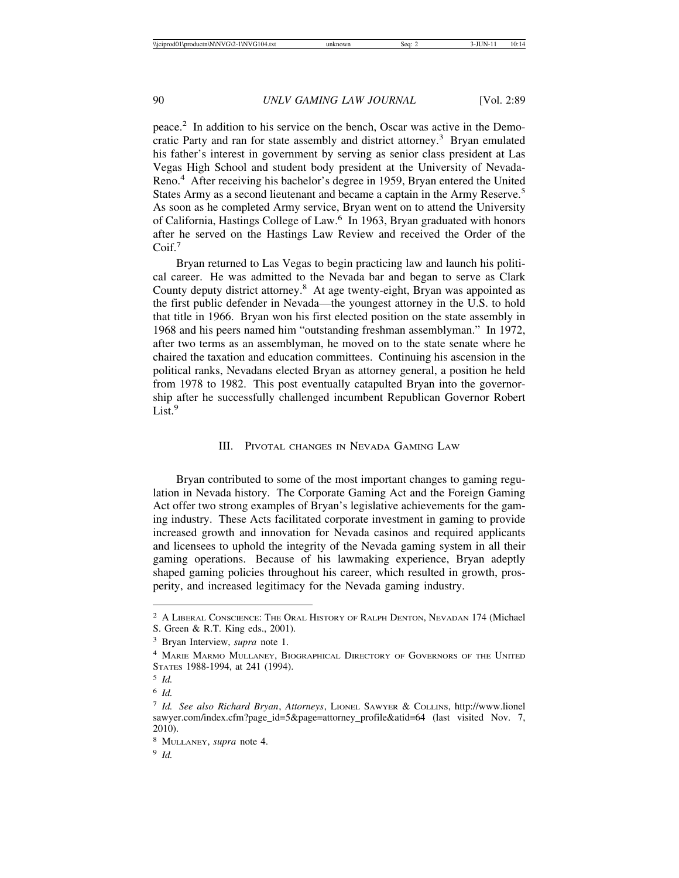peace.[2] In addition to his service on the bench, Oscar was active in the Democratic Party and ran for state assembly and district attorney.[3] Bryan emulated his father's interest in government by serving as senior class president at Las Vegas High School and student body president at the University of Nevada-Reno.[4] After receiving his bachelor's degree in 1959, Bryan entered the United States Army as a second lieutenant and became a captain in the Army Reserve.[5] As soon as he completed Army service, Bryan went on to attend the University of California, Hastings College of Law.[6] In 1963, Bryan graduated with honors after he served on the Hastings Law Review and received the Order of the Coif.[7]

Bryan returned to Las Vegas to begin practicing law and launch his political career. He was admitted to the Nevada bar and began to serve as Clark County deputy district attorney.[8] At age twenty-eight, Bryan was appointed as the first public defender in Nevada—the youngest attorney in the U.S. to hold that title in 1966. Bryan won his first elected position on the state assembly in 1968 and his peers named him "outstanding freshman assemblyman." In 1972, after two terms as an assemblyman, he moved on to the state senate where he chaired the taxation and education committees. Continuing his ascension in the political ranks, Nevadans elected Bryan as attorney general, a position he held from 1978 to 1982. This post eventually catapulted Bryan into the governorship after he successfully challenged incumbent Republican Governor Robert List.[9]

## III. Pivotal changes in Nevada Gaming Law

Bryan contributed to some of the most important changes to gaming regulation in Nevada history. The Corporate Gaming Act and the Foreign Gaming Act offer two strong examples of Bryan's legislative achievements for the gaming industry. These Acts facilitated corporate investment in gaming to provide increased growth and innovation for Nevada casinos and required applicants and licensees to uphold the integrity of the Nevada gaming system in all their gaming operations. Because of his lawmaking experience, Bryan adeptly shaped gaming policies throughout his career, which resulted in growth, prosperity, and increased legitimacy for the Nevada gaming industry.

---

[2] A Liberal Conscience: The Oral History of Ralph Denton, Nevadan 174 (Michael S. Green & R.T. King eds., 2001).

[3] Bryan Interview, *supra* note 1.

[4] Marie Marmo Mullaney, Biographical Directory of Governors of the United States 1988-1994, at 241 (1994).

[5] *Id.*

[6] *Id.*

[7] *Id. See also Richard Bryan*, *Attorneys*, Lionel Sawyer & Collins, http://www.lionelsawyer.com/index.cfm?page_id=5&page=attorney_profile&atid=64 (last visited Nov. 7, 2010).

[8] Mullaney, *supra* note 4.

[9] *Id.*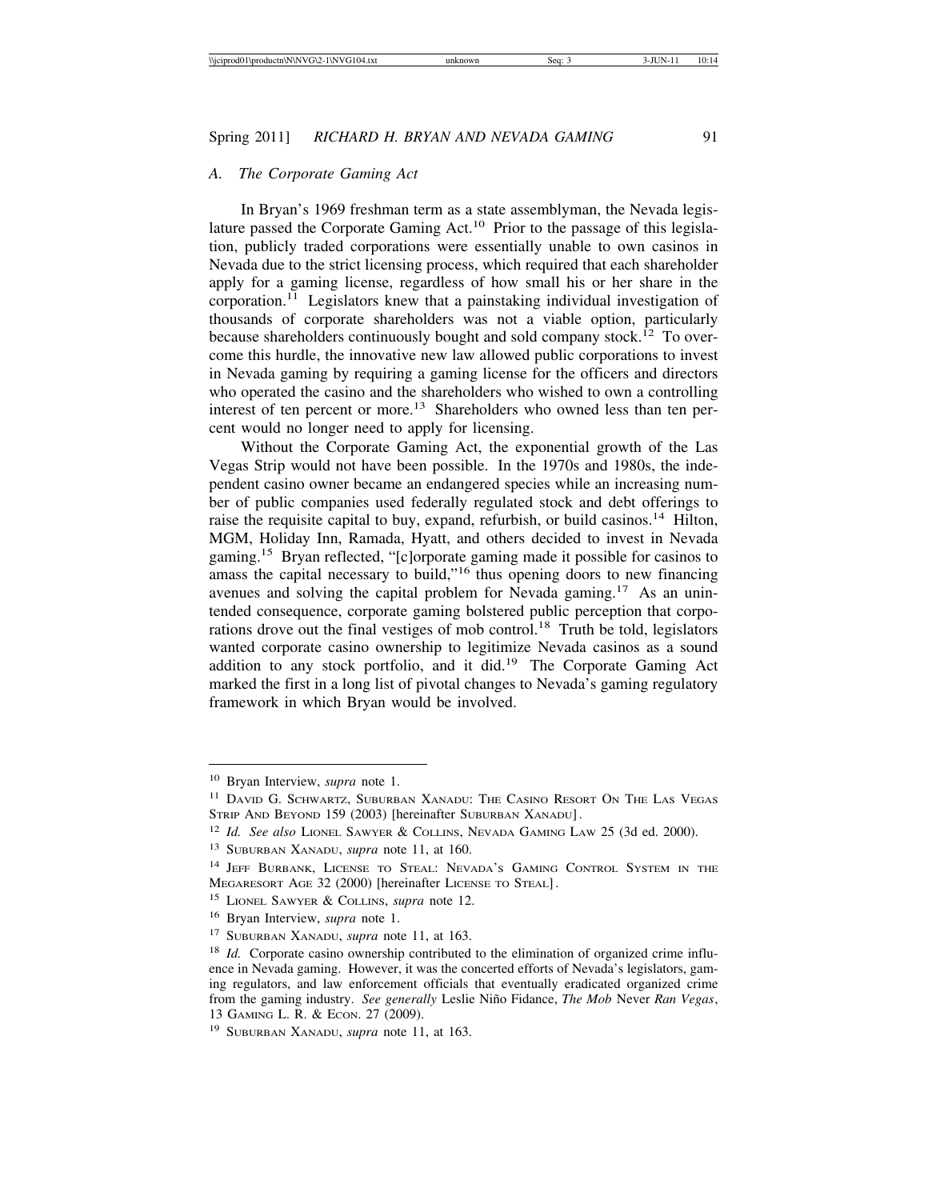### A. The Corporate Gaming Act

In Bryan's 1969 freshman term as a state assemblyman, the Nevada legislature passed the Corporate Gaming Act.[10] Prior to the passage of this legislation, publicly traded corporations were essentially unable to own casinos in Nevada due to the strict licensing process, which required that each shareholder apply for a gaming license, regardless of how small his or her share in the corporation.[11] Legislators knew that a painstaking individual investigation of thousands of corporate shareholders was not a viable option, particularly because shareholders continuously bought and sold company stock.[12] To overcome this hurdle, the innovative new law allowed public corporations to invest in Nevada gaming by requiring a gaming license for the officers and directors who operated the casino and the shareholders who wished to own a controlling interest of ten percent or more.[13] Shareholders who owned less than ten percent would no longer need to apply for licensing.

Without the Corporate Gaming Act, the exponential growth of the Las Vegas Strip would not have been possible. In the 1970s and 1980s, the independent casino owner became an endangered species while an increasing number of public companies used federally regulated stock and debt offerings to raise the requisite capital to buy, expand, refurbish, or build casinos.[14] Hilton, MGM, Holiday Inn, Ramada, Hyatt, and others decided to invest in Nevada gaming.[15] Bryan reflected, "[c]orporate gaming made it possible for casinos to amass the capital necessary to build,"[16] thus opening doors to new financing avenues and solving the capital problem for Nevada gaming.[17] As an unintended consequence, corporate gaming bolstered public perception that corporations drove out the final vestiges of mob control.[18] Truth be told, legislators wanted corporate casino ownership to legitimize Nevada casinos as a sound addition to any stock portfolio, and it did.[19] The Corporate Gaming Act marked the first in a long list of pivotal changes to Nevada's gaming regulatory framework in which Bryan would be involved.

---

[10] Bryan Interview, *supra* note 1.

[11] DAVID G. SCHWARTZ, SUBURBAN XANADU: THE CASINO RESORT ON THE LAS VEGAS STRIP AND BEYOND 159 (2003) [hereinafter SUBURBAN XANADU].

[12] *Id. See also* LIONEL SAWYER & COLLINS, NEVADA GAMING LAW 25 (3d ed. 2000).

[13] SUBURBAN XANADU, *supra* note 11, at 160.

[14] JEFF BURBANK, LICENSE TO STEAL: NEVADA'S GAMING CONTROL SYSTEM IN THE MEGARESORT AGE 32 (2000) [hereinafter LICENSE TO STEAL].

[15] LIONEL SAWYER & COLLINS, *supra* note 12.

[16] Bryan Interview, *supra* note 1.

[17] SUBURBAN XANADU, *supra* note 11, at 163.

[18] *Id.* Corporate casino ownership contributed to the elimination of organized crime influence in Nevada gaming. However, it was the concerted efforts of Nevada's legislators, gaming regulators, and law enforcement officials that eventually eradicated organized crime from the gaming industry. *See generally* Leslie Niño Fidance, *The Mob* Never *Ran Vegas*, 13 GAMING L. R. & ECON. 27 (2009).

[19] SUBURBAN XANADU, *supra* note 11, at 163.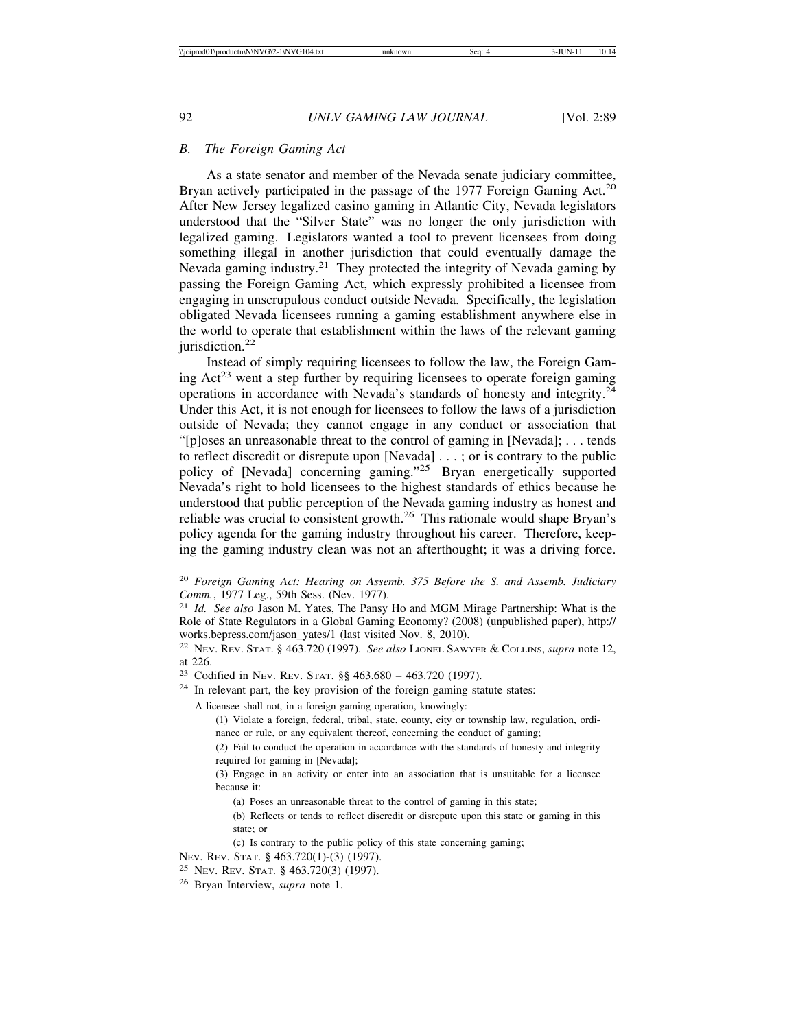### *B. The Foreign Gaming Act*

As a state senator and member of the Nevada senate judiciary committee, Bryan actively participated in the passage of the 1977 Foreign Gaming Act.[20] After New Jersey legalized casino gaming in Atlantic City, Nevada legislators understood that the "Silver State" was no longer the only jurisdiction with legalized gaming. Legislators wanted a tool to prevent licensees from doing something illegal in another jurisdiction that could eventually damage the Nevada gaming industry.[21] They protected the integrity of Nevada gaming by passing the Foreign Gaming Act, which expressly prohibited a licensee from engaging in unscrupulous conduct outside Nevada. Specifically, the legislation obligated Nevada licensees running a gaming establishment anywhere else in the world to operate that establishment within the laws of the relevant gaming jurisdiction.[22]

Instead of simply requiring licensees to follow the law, the Foreign Gaming Act[23] went a step further by requiring licensees to operate foreign gaming operations in accordance with Nevada's standards of honesty and integrity.[24] Under this Act, it is not enough for licensees to follow the laws of a jurisdiction outside of Nevada; they cannot engage in any conduct or association that "[p]oses an unreasonable threat to the control of gaming in [Nevada]; . . . tends to reflect discredit or disrepute upon [Nevada] . . . ; or is contrary to the public policy of [Nevada] concerning gaming."[25] Bryan energetically supported Nevada's right to hold licensees to the highest standards of ethics because he understood that public perception of the Nevada gaming industry as honest and reliable was crucial to consistent growth.[26] This rationale would shape Bryan's policy agenda for the gaming industry throughout his career. Therefore, keeping the gaming industry clean was not an afterthought; it was a driving force.

---

[20] *Foreign Gaming Act: Hearing on Assemb. 375 Before the S. and Assemb. Judiciary Comm.*, 1977 Leg., 59th Sess. (Nev. 1977).

[21] *Id. See also* Jason M. Yates, The Pansy Ho and MGM Mirage Partnership: What is the Role of State Regulators in a Global Gaming Economy? (2008) (unpublished paper), http://works.bepress.com/jason_yates/1 (last visited Nov. 8, 2010).

[22] Nev. Rev. Stat. § 463.720 (1997). *See also* Lionel Sawyer & Collins, *supra* note 12, at 226.

[23] Codified in Nev. Rev. Stat. §§ 463.680 – 463.720 (1997).

[24] In relevant part, the key provision of the foreign gaming statute states:

> A licensee shall not, in a foreign gaming operation, knowingly:
>
> (1) Violate a foreign, federal, tribal, state, county, city or township law, regulation, ordinance or rule, or any equivalent thereof, concerning the conduct of gaming;
>
> (2) Fail to conduct the operation in accordance with the standards of honesty and integrity required for gaming in [Nevada];
>
> (3) Engage in an activity or enter into an association that is unsuitable for a licensee because it:
>
> (a) Poses an unreasonable threat to the control of gaming in this state;
>
> (b) Reflects or tends to reflect discredit or disrepute upon this state or gaming in this state; or
>
> (c) Is contrary to the public policy of this state concerning gaming;

Nev. Rev. Stat. § 463.720(1)-(3) (1997).

[25] Nev. Rev. Stat. § 463.720(3) (1997).

[26] Bryan Interview, *supra* note 1.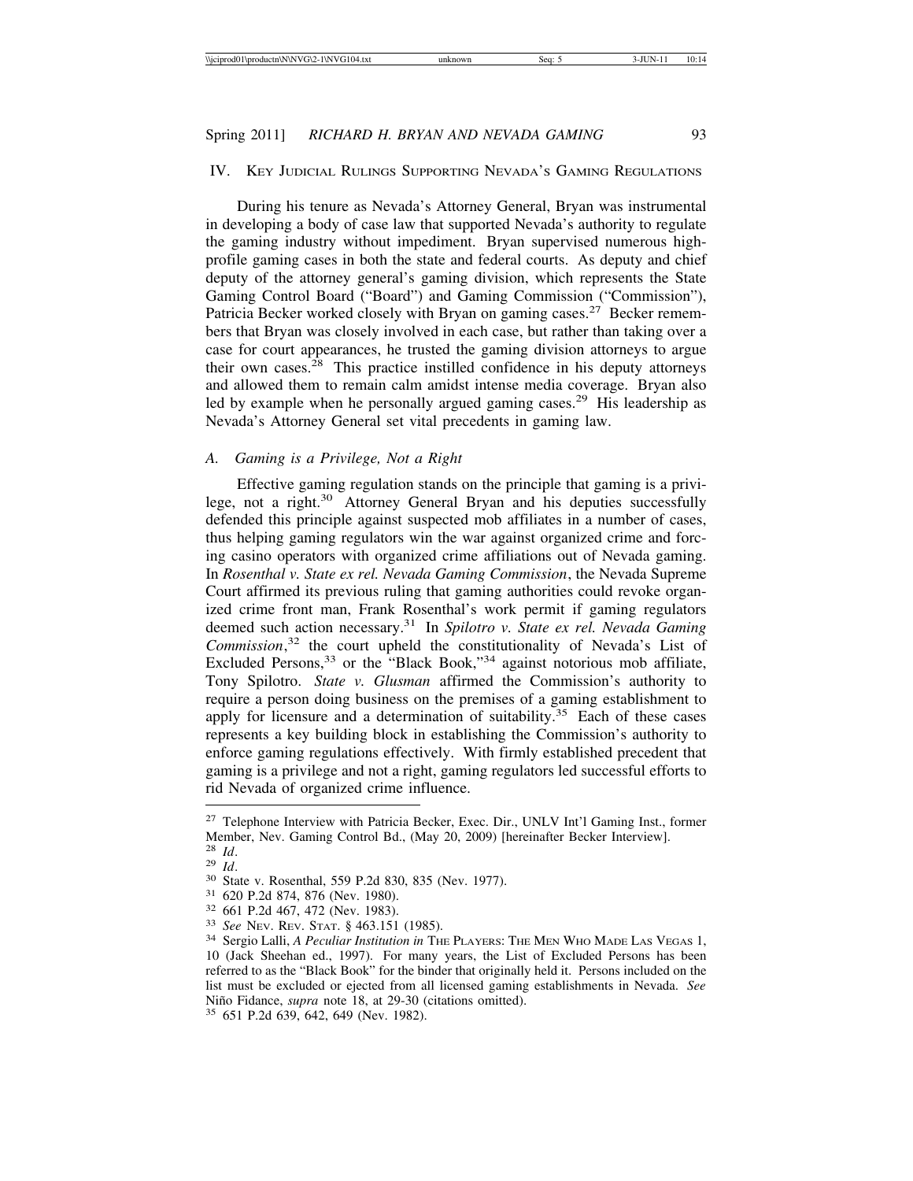## IV. Key Judicial Rulings Supporting Nevada's Gaming Regulations

During his tenure as Nevada's Attorney General, Bryan was instrumental in developing a body of case law that supported Nevada's authority to regulate the gaming industry without impediment. Bryan supervised numerous high-profile gaming cases in both the state and federal courts. As deputy and chief deputy of the attorney general's gaming division, which represents the State Gaming Control Board ("Board") and Gaming Commission ("Commission"), Patricia Becker worked closely with Bryan on gaming cases.[27] Becker remembers that Bryan was closely involved in each case, but rather than taking over a case for court appearances, he trusted the gaming division attorneys to argue their own cases.[28] This practice instilled confidence in his deputy attorneys and allowed them to remain calm amidst intense media coverage. Bryan also led by example when he personally argued gaming cases.[29] His leadership as Nevada's Attorney General set vital precedents in gaming law.

### A. Gaming is a Privilege, Not a Right

Effective gaming regulation stands on the principle that gaming is a privilege, not a right.[30] Attorney General Bryan and his deputies successfully defended this principle against suspected mob affiliates in a number of cases, thus helping gaming regulators win the war against organized crime and forcing casino operators with organized crime affiliations out of Nevada gaming. In *Rosenthal v. State ex rel. Nevada Gaming Commission*, the Nevada Supreme Court affirmed its previous ruling that gaming authorities could revoke organized crime front man, Frank Rosenthal's work permit if gaming regulators deemed such action necessary.[31] In *Spilotro v. State ex rel. Nevada Gaming Commission*,[32] the court upheld the constitutionality of Nevada's List of Excluded Persons,[33] or the "Black Book,"[34] against notorious mob affiliate, Tony Spilotro. *State v. Glusman* affirmed the Commission's authority to require a person doing business on the premises of a gaming establishment to apply for licensure and a determination of suitability.[35] Each of these cases represents a key building block in establishing the Commission's authority to enforce gaming regulations effectively. With firmly established precedent that gaming is a privilege and not a right, gaming regulators led successful efforts to rid Nevada of organized crime influence.

---

[27] Telephone Interview with Patricia Becker, Exec. Dir., UNLV Int'l Gaming Inst., former Member, Nev. Gaming Control Bd., (May 20, 2009) [hereinafter Becker Interview].

[28] *Id*.

[29] *Id*.

[30] State v. Rosenthal, 559 P.2d 830, 835 (Nev. 1977).

[31] 620 P.2d 874, 876 (Nev. 1980).

[32] 661 P.2d 467, 472 (Nev. 1983).

[33] *See* Nev. Rev. Stat. § 463.151 (1985).

[34] Sergio Lalli, *A Peculiar Institution in* The Players: The Men Who Made Las Vegas 1, 10 (Jack Sheehan ed., 1997). For many years, the List of Excluded Persons has been referred to as the "Black Book" for the binder that originally held it. Persons included on the list must be excluded or ejected from all licensed gaming establishments in Nevada. *See* Niño Fidance, *supra* note 18, at 29-30 (citations omitted).

[35] 651 P.2d 639, 642, 649 (Nev. 1982).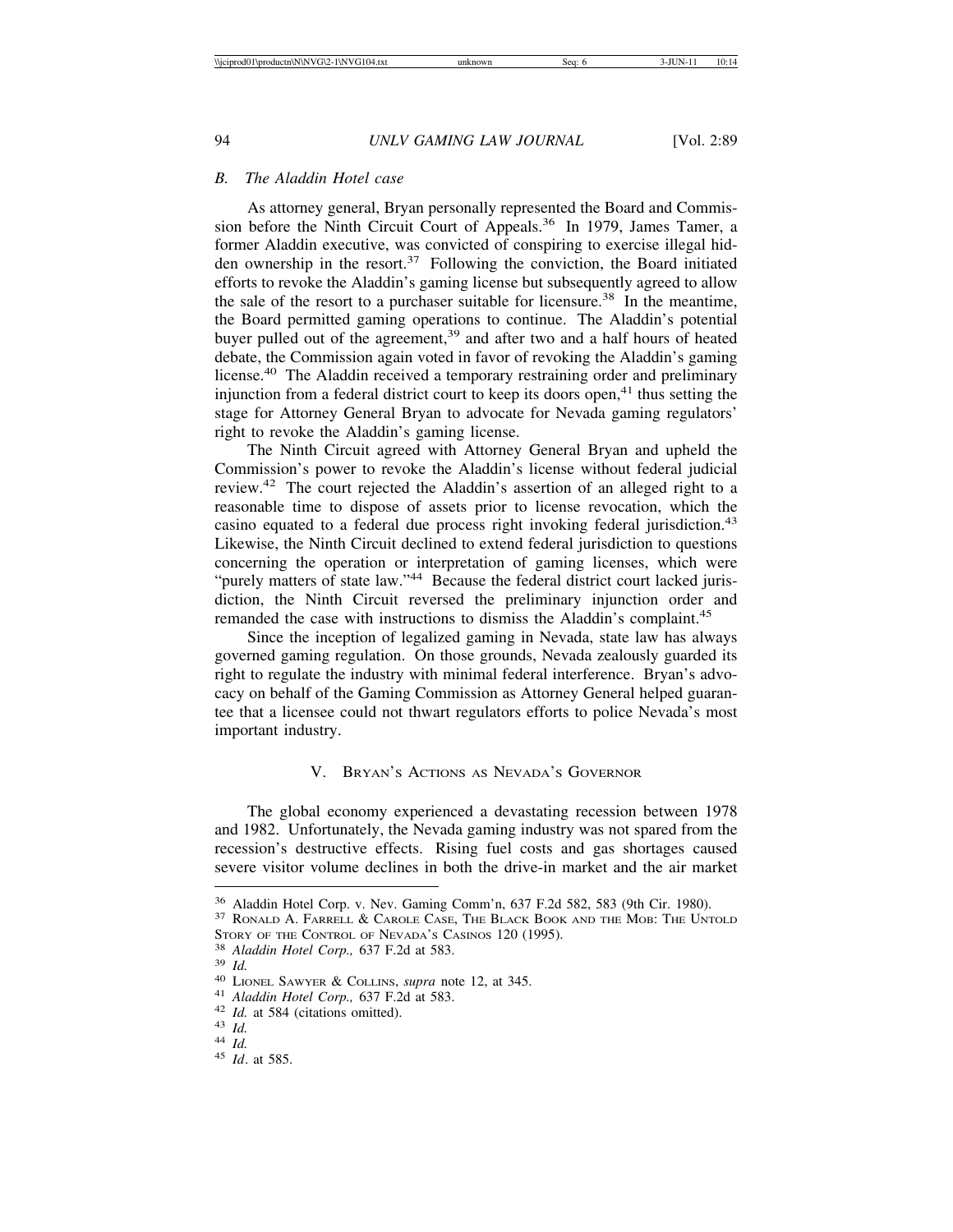### B. The Aladdin Hotel case

As attorney general, Bryan personally represented the Board and Commission before the Ninth Circuit Court of Appeals.[36] In 1979, James Tamer, a former Aladdin executive, was convicted of conspiring to exercise illegal hidden ownership in the resort.[37] Following the conviction, the Board initiated efforts to revoke the Aladdin's gaming license but subsequently agreed to allow the sale of the resort to a purchaser suitable for licensure.[38] In the meantime, the Board permitted gaming operations to continue. The Aladdin's potential buyer pulled out of the agreement,[39] and after two and a half hours of heated debate, the Commission again voted in favor of revoking the Aladdin's gaming license.[40] The Aladdin received a temporary restraining order and preliminary injunction from a federal district court to keep its doors open,[41] thus setting the stage for Attorney General Bryan to advocate for Nevada gaming regulators' right to revoke the Aladdin's gaming license.

The Ninth Circuit agreed with Attorney General Bryan and upheld the Commission's power to revoke the Aladdin's license without federal judicial review.[42] The court rejected the Aladdin's assertion of an alleged right to a reasonable time to dispose of assets prior to license revocation, which the casino equated to a federal due process right invoking federal jurisdiction.[43] Likewise, the Ninth Circuit declined to extend federal jurisdiction to questions concerning the operation or interpretation of gaming licenses, which were "purely matters of state law."[44] Because the federal district court lacked jurisdiction, the Ninth Circuit reversed the preliminary injunction order and remanded the case with instructions to dismiss the Aladdin's complaint.[45]

Since the inception of legalized gaming in Nevada, state law has always governed gaming regulation. On those grounds, Nevada zealously guarded its right to regulate the industry with minimal federal interference. Bryan's advocacy on behalf of the Gaming Commission as Attorney General helped guarantee that a licensee could not thwart regulators efforts to police Nevada's most important industry.

## V. Bryan's Actions as Nevada's Governor

The global economy experienced a devastating recession between 1978 and 1982. Unfortunately, the Nevada gaming industry was not spared from the recession's destructive effects. Rising fuel costs and gas shortages caused severe visitor volume declines in both the drive-in market and the air market

---

[36] Aladdin Hotel Corp. v. Nev. Gaming Comm'n, 637 F.2d 582, 583 (9th Cir. 1980).

[37] Ronald A. Farrell & Carole Case, The Black Book and the Mob: The Untold Story of the Control of Nevada's Casinos 120 (1995).

[38] *Aladdin Hotel Corp.,* 637 F.2d at 583.

[39] *Id.*

[40] Lionel Sawyer & Collins, *supra* note 12, at 345.

[41] *Aladdin Hotel Corp.,* 637 F.2d at 583.

[42] *Id.* at 584 (citations omitted).

[43] *Id.*

[44] *Id.*

[45] *Id*. at 585.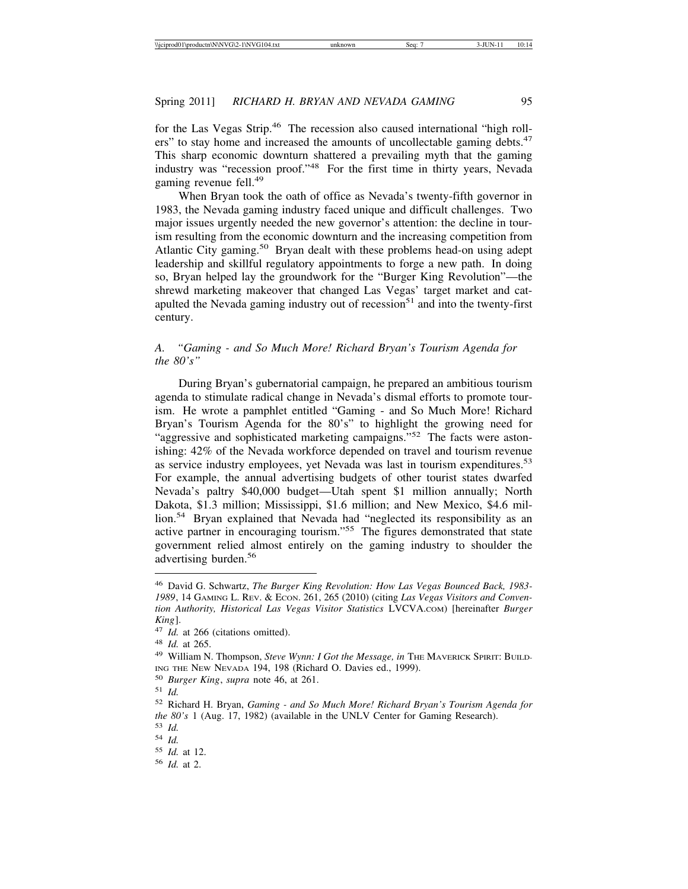for the Las Vegas Strip.[46] The recession also caused international "high rollers" to stay home and increased the amounts of uncollectable gaming debts.[47] This sharp economic downturn shattered a prevailing myth that the gaming industry was "recession proof."[48] For the first time in thirty years, Nevada gaming revenue fell.[49]

When Bryan took the oath of office as Nevada's twenty-fifth governor in 1983, the Nevada gaming industry faced unique and difficult challenges. Two major issues urgently needed the new governor's attention: the decline in tourism resulting from the economic downturn and the increasing competition from Atlantic City gaming.[50] Bryan dealt with these problems head-on using adept leadership and skillful regulatory appointments to forge a new path. In doing so, Bryan helped lay the groundwork for the "Burger King Revolution"—the shrewd marketing makeover that changed Las Vegas' target market and catapulted the Nevada gaming industry out of recession[51] and into the twenty-first century.

### A. *"Gaming - and So Much More! Richard Bryan's Tourism Agenda for the 80's"*

During Bryan's gubernatorial campaign, he prepared an ambitious tourism agenda to stimulate radical change in Nevada's dismal efforts to promote tourism. He wrote a pamphlet entitled "Gaming - and So Much More! Richard Bryan's Tourism Agenda for the 80's" to highlight the growing need for "aggressive and sophisticated marketing campaigns."[52] The facts were astonishing: 42% of the Nevada workforce depended on travel and tourism revenue as service industry employees, yet Nevada was last in tourism expenditures.[53] For example, the annual advertising budgets of other tourist states dwarfed Nevada's paltry $40,000 budget—Utah spent $1 million annually; North Dakota, $1.3 million; Mississippi, $1.6 million; and New Mexico, $4.6 million.[54] Bryan explained that Nevada had "neglected its responsibility as an active partner in encouraging tourism."[55] The figures demonstrated that state government relied almost entirely on the gaming industry to shoulder the advertising burden.[56]

---

[46] David G. Schwartz, *The Burger King Revolution: How Las Vegas Bounced Back, 1983-1989*, 14 GAMING L. REV. & ECON. 261, 265 (2010) (citing *Las Vegas Visitors and Convention Authority, Historical Las Vegas Visitor Statistics* LVCVA.COM) [hereinafter *Burger King*].

[47] *Id.* at 266 (citations omitted).

[48] *Id.* at 265.

[49] William N. Thompson, *Steve Wynn: I Got the Message, in* THE MAVERICK SPIRIT: BUILDING THE NEW NEVADA 194, 198 (Richard O. Davies ed., 1999).

[50] *Burger King*, *supra* note 46, at 261.

[51] *Id.*

[52] Richard H. Bryan, *Gaming - and So Much More! Richard Bryan's Tourism Agenda for the 80's* 1 (Aug. 17, 1982) (available in the UNLV Center for Gaming Research).

[53] *Id.*

[54] *Id.*

[55] *Id.* at 12.

[56] *Id.* at 2.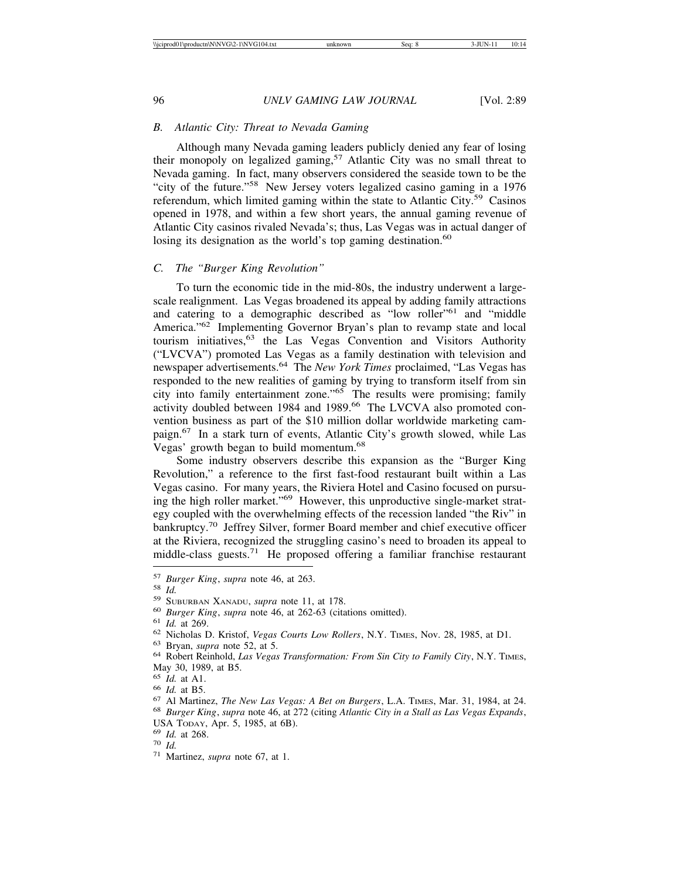### B. Atlantic City: Threat to Nevada Gaming

Although many Nevada gaming leaders publicly denied any fear of losing their monopoly on legalized gaming,[57] Atlantic City was no small threat to Nevada gaming. In fact, many observers considered the seaside town to be the "city of the future."[58] New Jersey voters legalized casino gaming in a 1976 referendum, which limited gaming within the state to Atlantic City.[59] Casinos opened in 1978, and within a few short years, the annual gaming revenue of Atlantic City casinos rivaled Nevada's; thus, Las Vegas was in actual danger of losing its designation as the world's top gaming destination.[60]

### C. The "Burger King Revolution"

To turn the economic tide in the mid-80s, the industry underwent a large-scale realignment. Las Vegas broadened its appeal by adding family attractions and catering to a demographic described as "low roller"[61] and "middle America."[62] Implementing Governor Bryan's plan to revamp state and local tourism initiatives,[63] the Las Vegas Convention and Visitors Authority ("LVCVA") promoted Las Vegas as a family destination with television and newspaper advertisements.[64] The *New York Times* proclaimed, "Las Vegas has responded to the new realities of gaming by trying to transform itself from sin city into family entertainment zone."[65] The results were promising; family activity doubled between 1984 and 1989.[66] The LVCVA also promoted convention business as part of the $10 million dollar worldwide marketing campaign.[67] In a stark turn of events, Atlantic City's growth slowed, while Las Vegas' growth began to build momentum.[68]

Some industry observers describe this expansion as the "Burger King Revolution," a reference to the first fast-food restaurant built within a Las Vegas casino. For many years, the Riviera Hotel and Casino focused on pursuing the high roller market."[69] However, this unproductive single-market strategy coupled with the overwhelming effects of the recession landed "the Riv" in bankruptcy.[70] Jeffrey Silver, former Board member and chief executive officer at the Riviera, recognized the struggling casino's need to broaden its appeal to middle-class guests.[71] He proposed offering a familiar franchise restaurant

---

[57] *Burger King*, *supra* note 46, at 263.

[58] *Id.*

[59] Suburban Xanadu, *supra* note 11, at 178.

[60] *Burger King*, *supra* note 46, at 262-63 (citations omitted).

[61] *Id.* at 269.

[62] Nicholas D. Kristof, *Vegas Courts Low Rollers*, N.Y. Times, Nov. 28, 1985, at D1.

[63] Bryan, *supra* note 52, at 5.

[64] Robert Reinhold, *Las Vegas Transformation: From Sin City to Family City*, N.Y. Times, May 30, 1989, at B5.

[65] *Id.* at A1.

[66] *Id.* at B5.

[67] Al Martinez, *The New Las Vegas: A Bet on Burgers*, L.A. Times, Mar. 31, 1984, at 24.

[68] *Burger King*, *supra* note 46, at 272 (citing *Atlantic City in a Stall as Las Vegas Expands*, USA Today, Apr. 5, 1985, at 6B).

[69] *Id.* at 268.

[70] *Id.*

[71] Martinez, *supra* note 67, at 1.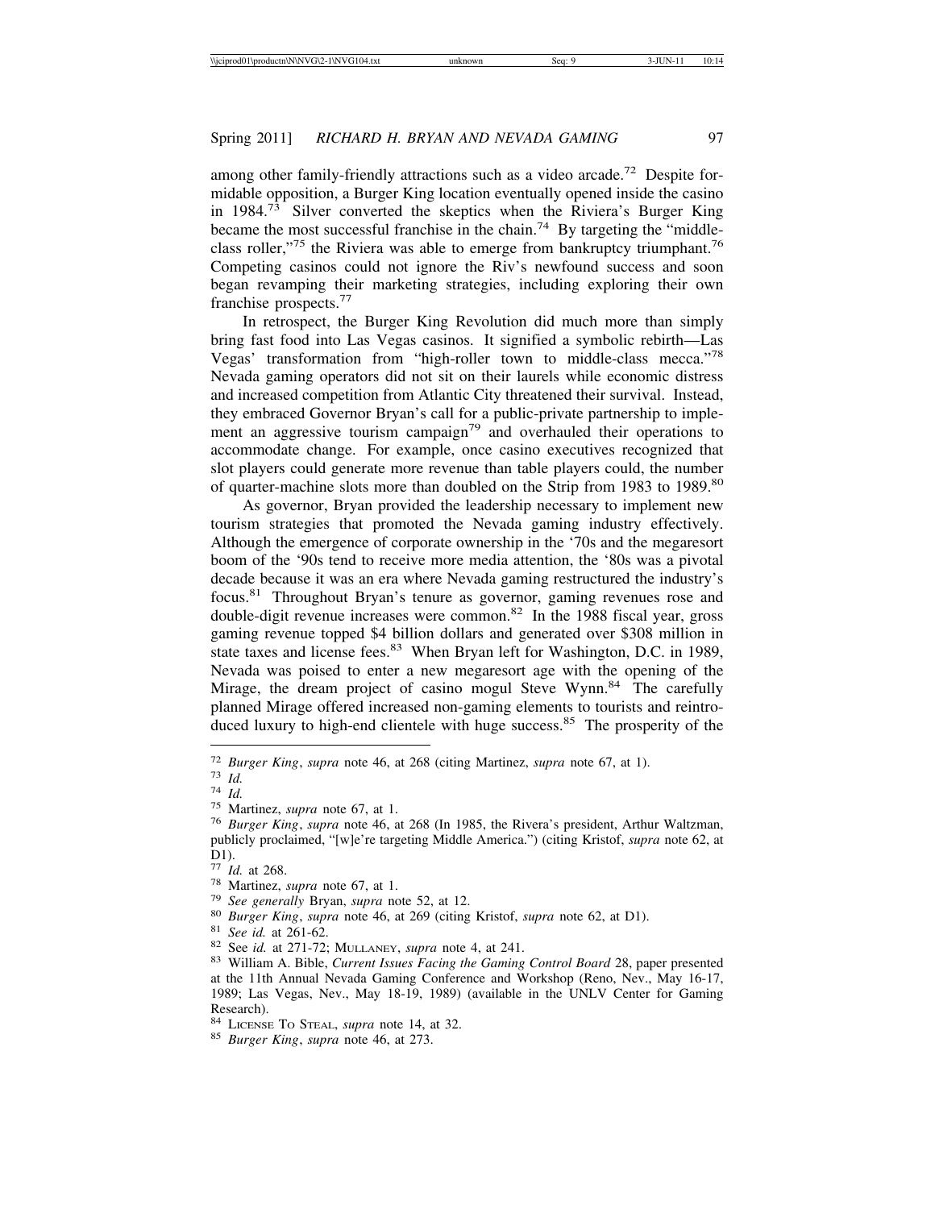among other family-friendly attractions such as a video arcade.[72] Despite formidable opposition, a Burger King location eventually opened inside the casino in 1984.[73] Silver converted the skeptics when the Riviera's Burger King became the most successful franchise in the chain.[74] By targeting the "middle-class roller,"[75] the Riviera was able to emerge from bankruptcy triumphant.[76] Competing casinos could not ignore the Riv's newfound success and soon began revamping their marketing strategies, including exploring their own franchise prospects.[77]

In retrospect, the Burger King Revolution did much more than simply bring fast food into Las Vegas casinos. It signified a symbolic rebirth—Las Vegas' transformation from "high-roller town to middle-class mecca."[78] Nevada gaming operators did not sit on their laurels while economic distress and increased competition from Atlantic City threatened their survival. Instead, they embraced Governor Bryan's call for a public-private partnership to implement an aggressive tourism campaign[79] and overhauled their operations to accommodate change. For example, once casino executives recognized that slot players could generate more revenue than table players could, the number of quarter-machine slots more than doubled on the Strip from 1983 to 1989.[80]

As governor, Bryan provided the leadership necessary to implement new tourism strategies that promoted the Nevada gaming industry effectively. Although the emergence of corporate ownership in the '70s and the megaresort boom of the '90s tend to receive more media attention, the '80s was a pivotal decade because it was an era where Nevada gaming restructured the industry's focus.[81] Throughout Bryan's tenure as governor, gaming revenues rose and double-digit revenue increases were common.[82] In the 1988 fiscal year, gross gaming revenue topped $4 billion dollars and generated over $308 million in state taxes and license fees.[83] When Bryan left for Washington, D.C. in 1989, Nevada was poised to enter a new megaresort age with the opening of the Mirage, the dream project of casino mogul Steve Wynn.[84] The carefully planned Mirage offered increased non-gaming elements to tourists and reintroduced luxury to high-end clientele with huge success.[85] The prosperity of the

---

[72] *Burger King*, *supra* note 46, at 268 (citing Martinez, *supra* note 67, at 1).

[73] *Id.*

[74] *Id.*

[75] Martinez, *supra* note 67, at 1.

[76] *Burger King*, *supra* note 46, at 268 (In 1985, the Rivera's president, Arthur Waltzman, publicly proclaimed, "[w]e're targeting Middle America.") (citing Kristof, *supra* note 62, at D1).

[77] *Id.* at 268.

[78] Martinez, *supra* note 67, at 1.

[79] *See generally* Bryan, *supra* note 52, at 12.

[80] *Burger King*, *supra* note 46, at 269 (citing Kristof, *supra* note 62, at D1).

[81] *See id.* at 261-62.

[82] See *id.* at 271-72; MULLANEY, *supra* note 4, at 241.

[83] William A. Bible, *Current Issues Facing the Gaming Control Board* 28, paper presented at the 11th Annual Nevada Gaming Conference and Workshop (Reno, Nev., May 16-17, 1989; Las Vegas, Nev., May 18-19, 1989) (available in the UNLV Center for Gaming Research).

[84] LICENSE TO STEAL, *supra* note 14, at 32.

[85] *Burger King*, *supra* note 46, at 273.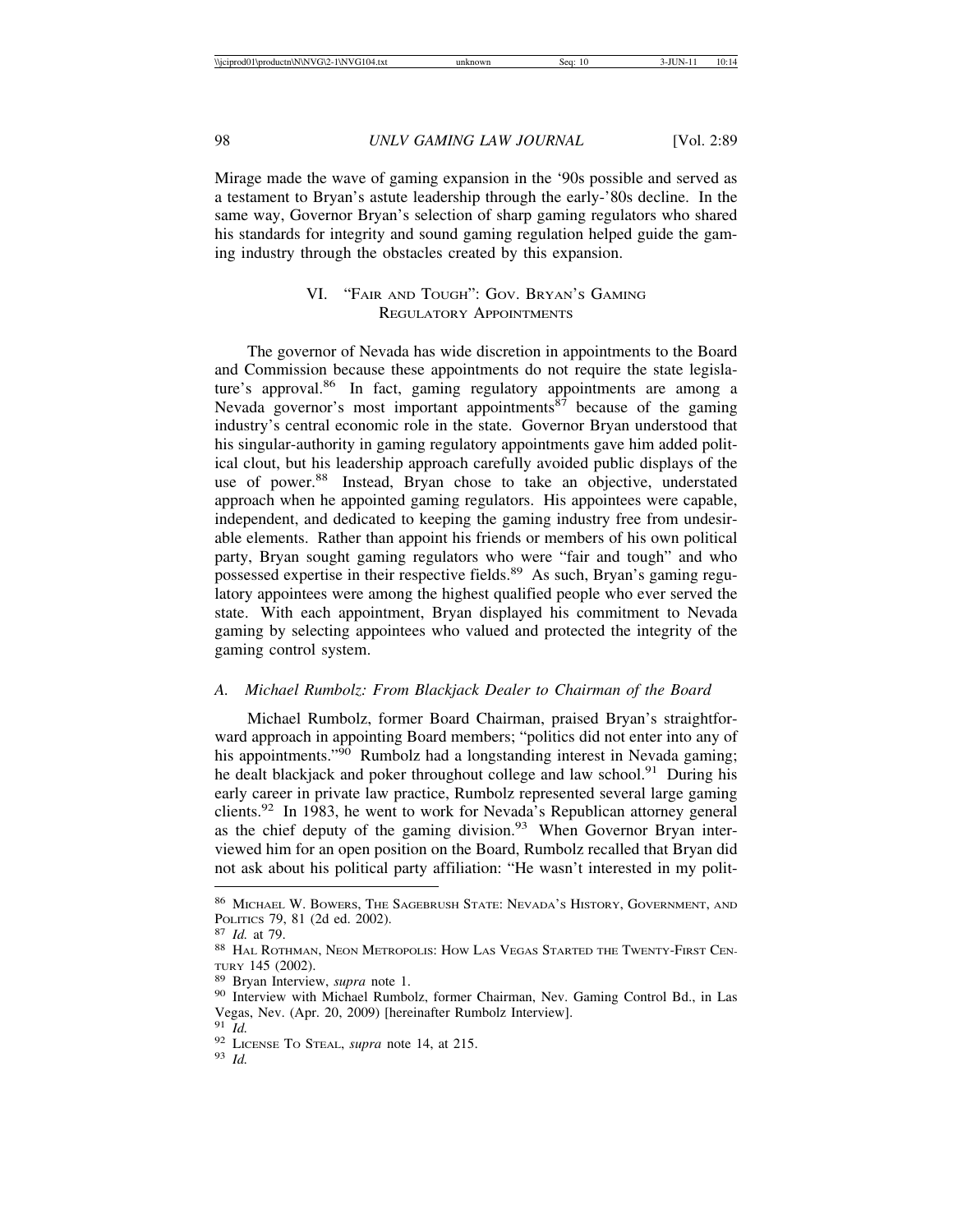Mirage made the wave of gaming expansion in the '90s possible and served as a testament to Bryan's astute leadership through the early-'80s decline. In the same way, Governor Bryan's selection of sharp gaming regulators who shared his standards for integrity and sound gaming regulation helped guide the gaming industry through the obstacles created by this expansion.

## VI. "Fair and Tough": Gov. Bryan's Gaming Regulatory Appointments

The governor of Nevada has wide discretion in appointments to the Board and Commission because these appointments do not require the state legislature's approval.[86] In fact, gaming regulatory appointments are among a Nevada governor's most important appointments[87] because of the gaming industry's central economic role in the state. Governor Bryan understood that his singular-authority in gaming regulatory appointments gave him added political clout, but his leadership approach carefully avoided public displays of the use of power.[88] Instead, Bryan chose to take an objective, understated approach when he appointed gaming regulators. His appointees were capable, independent, and dedicated to keeping the gaming industry free from undesirable elements. Rather than appoint his friends or members of his own political party, Bryan sought gaming regulators who were "fair and tough" and who possessed expertise in their respective fields.[89] As such, Bryan's gaming regulatory appointees were among the highest qualified people who ever served the state. With each appointment, Bryan displayed his commitment to Nevada gaming by selecting appointees who valued and protected the integrity of the gaming control system.

### *A. Michael Rumbolz: From Blackjack Dealer to Chairman of the Board*

Michael Rumbolz, former Board Chairman, praised Bryan's straightforward approach in appointing Board members; "politics did not enter into any of his appointments."[90] Rumbolz had a longstanding interest in Nevada gaming; he dealt blackjack and poker throughout college and law school.[91] During his early career in private law practice, Rumbolz represented several large gaming clients.[92] In 1983, he went to work for Nevada's Republican attorney general as the chief deputy of the gaming division.[93] When Governor Bryan interviewed him for an open position on the Board, Rumbolz recalled that Bryan did not ask about his political party affiliation: "He wasn't interested in my polit-

---

[86] Michael W. Bowers, The Sagebrush State: Nevada's History, Government, and Politics 79, 81 (2d ed. 2002).

[87] *Id.* at 79.

[88] Hal Rothman, Neon Metropolis: How Las Vegas Started the Twenty-First Century 145 (2002).

[89] Bryan Interview, *supra* note 1.

[90] Interview with Michael Rumbolz, former Chairman, Nev. Gaming Control Bd., in Las Vegas, Nev. (Apr. 20, 2009) [hereinafter Rumbolz Interview].

[91] *Id.*

[92] License To Steal, *supra* note 14, at 215.

[93] *Id.*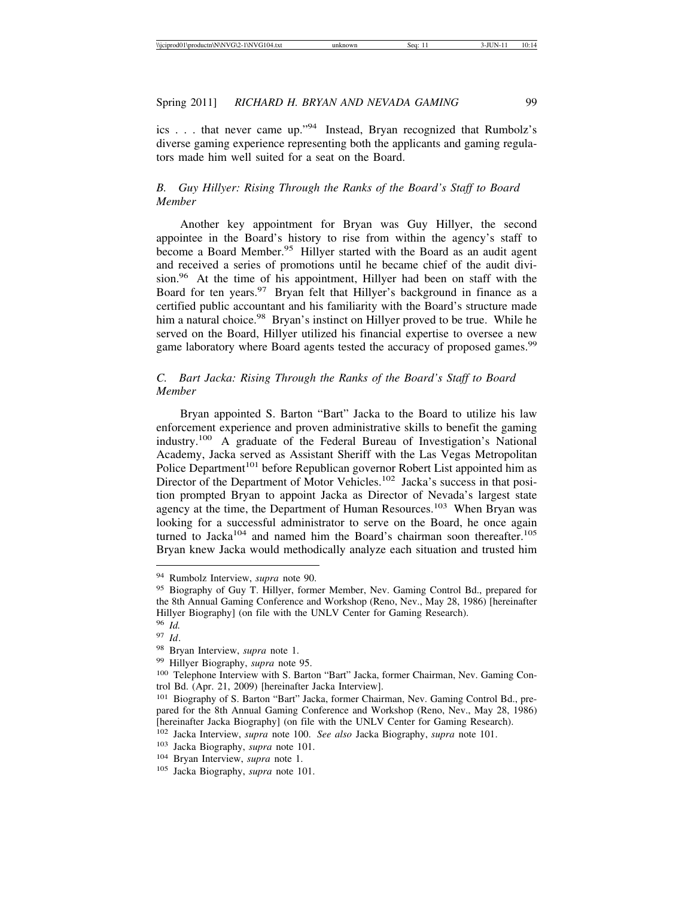ics . . . that never came up."[94] Instead, Bryan recognized that Rumbolz's diverse gaming experience representing both the applicants and gaming regulators made him well suited for a seat on the Board.

### *B. Guy Hillyer: Rising Through the Ranks of the Board's Staff to Board Member*

Another key appointment for Bryan was Guy Hillyer, the second appointee in the Board's history to rise from within the agency's staff to become a Board Member.[95] Hillyer started with the Board as an audit agent and received a series of promotions until he became chief of the audit division.[96] At the time of his appointment, Hillyer had been on staff with the Board for ten years.[97] Bryan felt that Hillyer's background in finance as a certified public accountant and his familiarity with the Board's structure made him a natural choice.[98] Bryan's instinct on Hillyer proved to be true. While he served on the Board, Hillyer utilized his financial expertise to oversee a new game laboratory where Board agents tested the accuracy of proposed games.[99]

### *C. Bart Jacka: Rising Through the Ranks of the Board's Staff to Board Member*

Bryan appointed S. Barton "Bart" Jacka to the Board to utilize his law enforcement experience and proven administrative skills to benefit the gaming industry.[100] A graduate of the Federal Bureau of Investigation's National Academy, Jacka served as Assistant Sheriff with the Las Vegas Metropolitan Police Department[101] before Republican governor Robert List appointed him as Director of the Department of Motor Vehicles.[102] Jacka's success in that position prompted Bryan to appoint Jacka as Director of Nevada's largest state agency at the time, the Department of Human Resources.[103] When Bryan was looking for a successful administrator to serve on the Board, he once again turned to Jacka[104] and named him the Board's chairman soon thereafter.[105] Bryan knew Jacka would methodically analyze each situation and trusted him

---

[94] Rumbolz Interview, *supra* note 90.

[95] Biography of Guy T. Hillyer, former Member, Nev. Gaming Control Bd., prepared for the 8th Annual Gaming Conference and Workshop (Reno, Nev., May 28, 1986) [hereinafter Hillyer Biography] (on file with the UNLV Center for Gaming Research).

[96] *Id.*

[97] *Id*.

[98] Bryan Interview, *supra* note 1.

[99] Hillyer Biography, *supra* note 95.

[100] Telephone Interview with S. Barton "Bart" Jacka, former Chairman, Nev. Gaming Control Bd. (Apr. 21, 2009) [hereinafter Jacka Interview].

[101] Biography of S. Barton "Bart" Jacka, former Chairman, Nev. Gaming Control Bd., prepared for the 8th Annual Gaming Conference and Workshop (Reno, Nev., May 28, 1986) [hereinafter Jacka Biography] (on file with the UNLV Center for Gaming Research).

[102] Jacka Interview, *supra* note 100. *See also* Jacka Biography, *supra* note 101.

[103] Jacka Biography, *supra* note 101.

[104] Bryan Interview, *supra* note 1.

[105] Jacka Biography, *supra* note 101.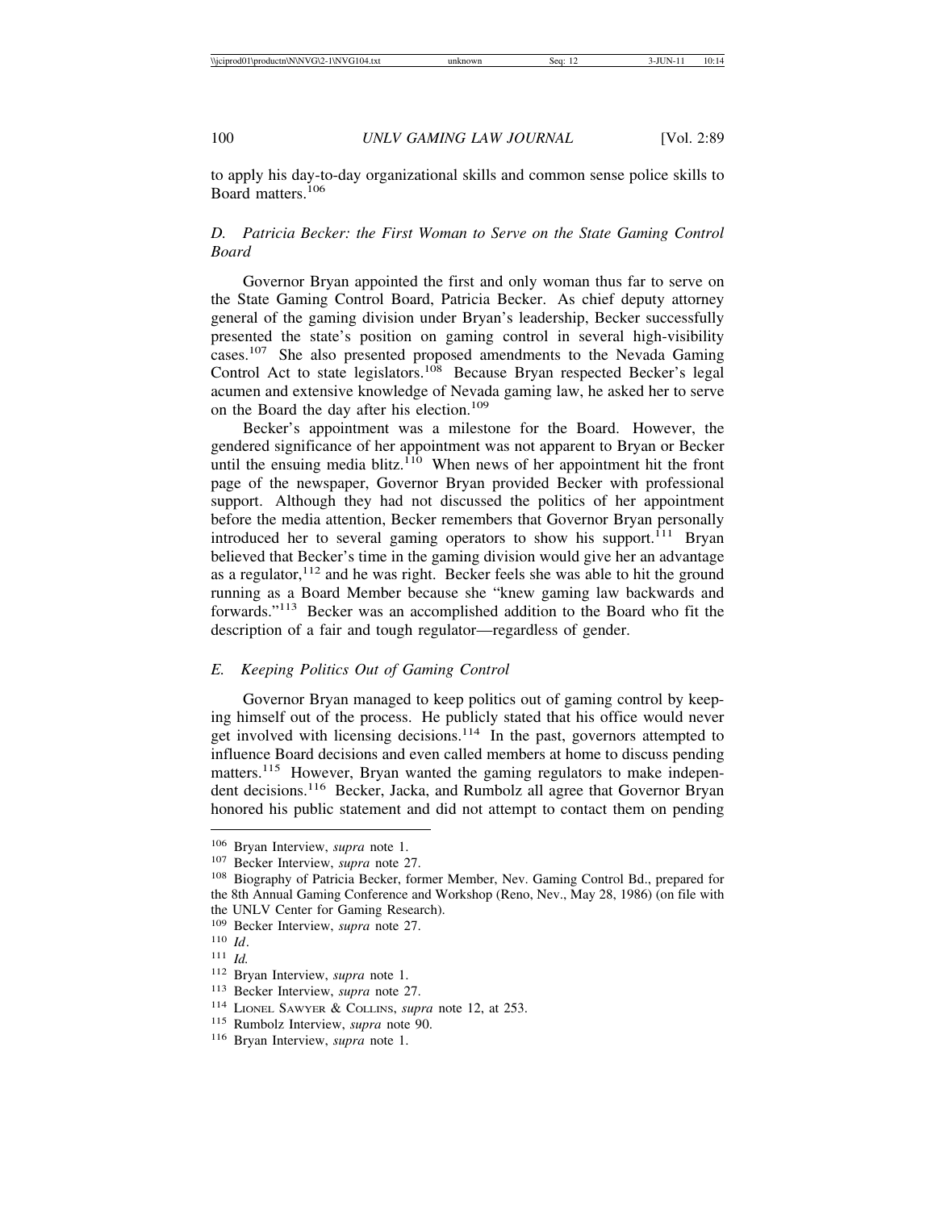to apply his day-to-day organizational skills and common sense police skills to Board matters.[106]

### *D. Patricia Becker: the First Woman to Serve on the State Gaming Control Board*

Governor Bryan appointed the first and only woman thus far to serve on the State Gaming Control Board, Patricia Becker. As chief deputy attorney general of the gaming division under Bryan's leadership, Becker successfully presented the state's position on gaming control in several high-visibility cases.[107] She also presented proposed amendments to the Nevada Gaming Control Act to state legislators.[108] Because Bryan respected Becker's legal acumen and extensive knowledge of Nevada gaming law, he asked her to serve on the Board the day after his election.[109]

Becker's appointment was a milestone for the Board. However, the gendered significance of her appointment was not apparent to Bryan or Becker until the ensuing media blitz.[110] When news of her appointment hit the front page of the newspaper, Governor Bryan provided Becker with professional support. Although they had not discussed the politics of her appointment before the media attention, Becker remembers that Governor Bryan personally introduced her to several gaming operators to show his support.[111] Bryan believed that Becker's time in the gaming division would give her an advantage as a regulator,[112] and he was right. Becker feels she was able to hit the ground running as a Board Member because she "knew gaming law backwards and forwards."[113] Becker was an accomplished addition to the Board who fit the description of a fair and tough regulator—regardless of gender.

### *E. Keeping Politics Out of Gaming Control*

Governor Bryan managed to keep politics out of gaming control by keeping himself out of the process. He publicly stated that his office would never get involved with licensing decisions.[114] In the past, governors attempted to influence Board decisions and even called members at home to discuss pending matters.[115] However, Bryan wanted the gaming regulators to make independent decisions.[116] Becker, Jacka, and Rumbolz all agree that Governor Bryan honored his public statement and did not attempt to contact them on pending

---

[106] Bryan Interview, *supra* note 1.

[107] Becker Interview, *supra* note 27.

[108] Biography of Patricia Becker, former Member, Nev. Gaming Control Bd., prepared for the 8th Annual Gaming Conference and Workshop (Reno, Nev., May 28, 1986) (on file with the UNLV Center for Gaming Research).

[109] Becker Interview, *supra* note 27.

[110] *Id*.

[111] *Id.*

[112] Bryan Interview, *supra* note 1.

[113] Becker Interview, *supra* note 27.

[114] Lionel Sawyer & Collins, *supra* note 12, at 253.

[115] Rumbolz Interview, *supra* note 90.

[116] Bryan Interview, *supra* note 1.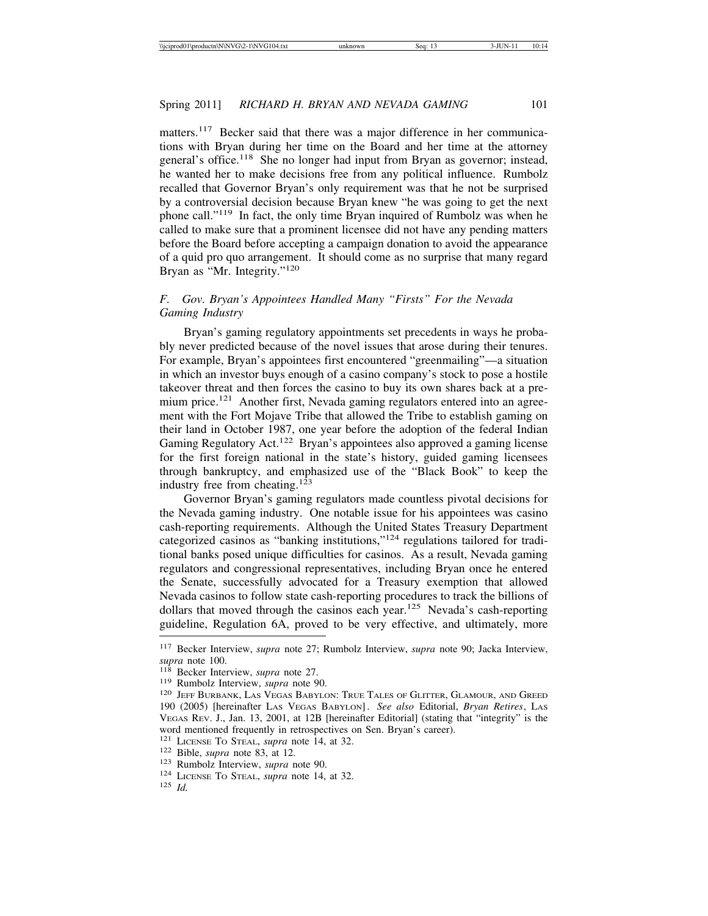matters.[117] Becker said that there was a major difference in her communications with Bryan during her time on the Board and her time at the attorney general's office.[118] She no longer had input from Bryan as governor; instead, he wanted her to make decisions free from any political influence. Rumbolz recalled that Governor Bryan's only requirement was that he not be surprised by a controversial decision because Bryan knew "he was going to get the next phone call."[119] In fact, the only time Bryan inquired of Rumbolz was when he called to make sure that a prominent licensee did not have any pending matters before the Board before accepting a campaign donation to avoid the appearance of a quid pro quo arrangement. It should come as no surprise that many regard Bryan as "Mr. Integrity."[120]

### F. *Gov. Bryan's Appointees Handled Many "Firsts" For the Nevada Gaming Industry*

Bryan's gaming regulatory appointments set precedents in ways he probably never predicted because of the novel issues that arose during their tenures. For example, Bryan's appointees first encountered "greenmailing"—a situation in which an investor buys enough of a casino company's stock to pose a hostile takeover threat and then forces the casino to buy its own shares back at a premium price.[121] Another first, Nevada gaming regulators entered into an agreement with the Fort Mojave Tribe that allowed the Tribe to establish gaming on their land in October 1987, one year before the adoption of the federal Indian Gaming Regulatory Act.[122] Bryan's appointees also approved a gaming license for the first foreign national in the state's history, guided gaming licensees through bankruptcy, and emphasized use of the "Black Book" to keep the industry free from cheating.[123]

Governor Bryan's gaming regulators made countless pivotal decisions for the Nevada gaming industry. One notable issue for his appointees was casino cash-reporting requirements. Although the United States Treasury Department categorized casinos as "banking institutions,"[124] regulations tailored for traditional banks posed unique difficulties for casinos. As a result, Nevada gaming regulators and congressional representatives, including Bryan once he entered the Senate, successfully advocated for a Treasury exemption that allowed Nevada casinos to follow state cash-reporting procedures to track the billions of dollars that moved through the casinos each year.[125] Nevada's cash-reporting guideline, Regulation 6A, proved to be very effective, and ultimately, more

---

[117] Becker Interview, *supra* note 27; Rumbolz Interview, *supra* note 90; Jacka Interview, *supra* note 100.

[118] Becker Interview, *supra* note 27.

[119] Rumbolz Interview, *supra* note 90.

[120] JEFF BURBANK, LAS VEGAS BABYLON: TRUE TALES OF GLITTER, GLAMOUR, AND GREED 190 (2005) [hereinafter LAS VEGAS BABYLON]. *See also* Editorial, *Bryan Retires*, LAS VEGAS REV. J., Jan. 13, 2001, at 12B [hereinafter Editorial] (stating that "integrity" is the word mentioned frequently in retrospectives on Sen. Bryan's career).

[121] LICENSE TO STEAL, *supra* note 14, at 32.

[122] Bible, *supra* note 83, at 12.

[123] Rumbolz Interview, *supra* note 90.

[124] LICENSE TO STEAL, *supra* note 14, at 32.

[125] *Id.*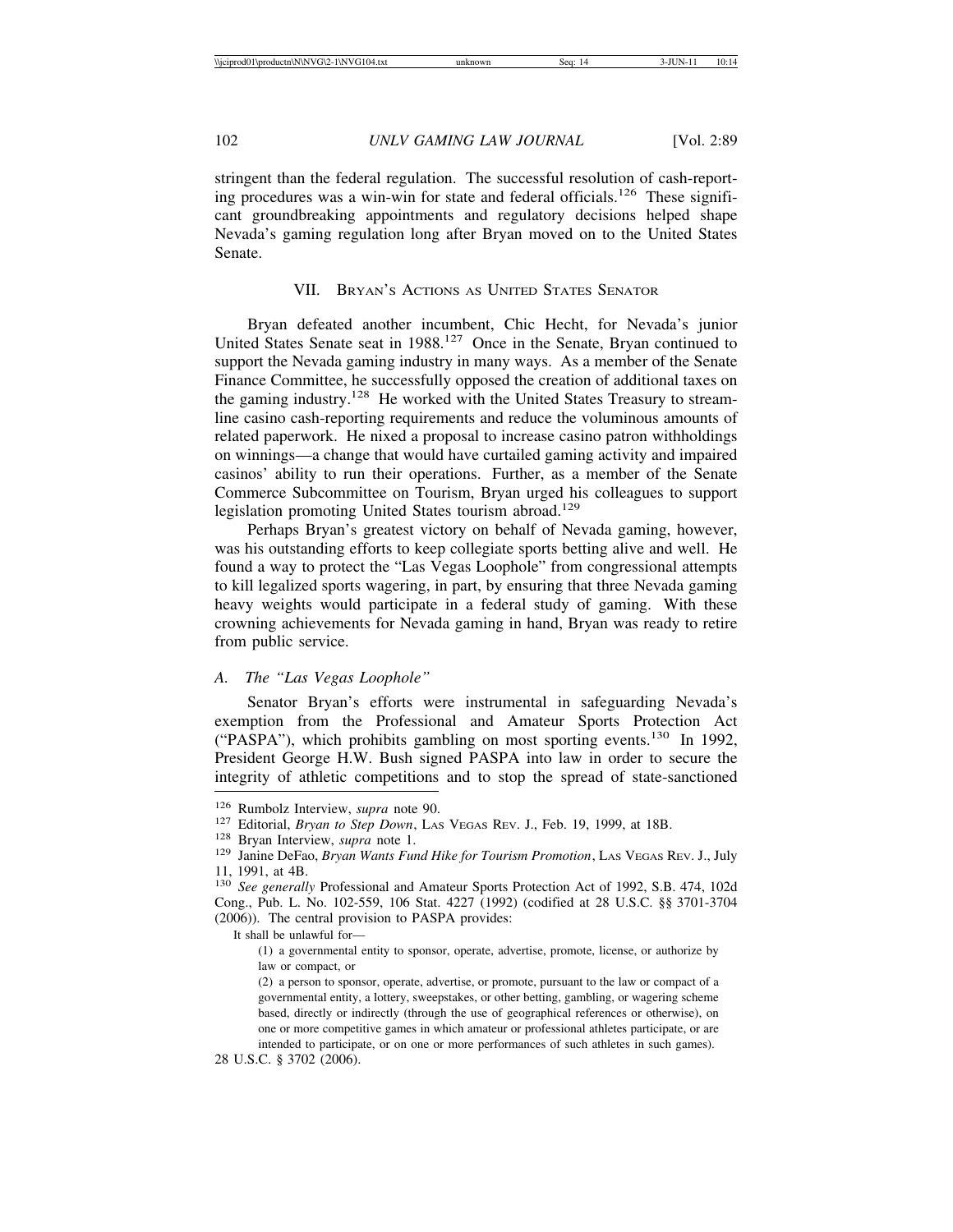stringent than the federal regulation. The successful resolution of cash-reporting procedures was a win-win for state and federal officials.[126] These significant groundbreaking appointments and regulatory decisions helped shape Nevada's gaming regulation long after Bryan moved on to the United States Senate.

## VII. Bryan's Actions as United States Senator

Bryan defeated another incumbent, Chic Hecht, for Nevada's junior United States Senate seat in 1988.[127] Once in the Senate, Bryan continued to support the Nevada gaming industry in many ways. As a member of the Senate Finance Committee, he successfully opposed the creation of additional taxes on the gaming industry.[128] He worked with the United States Treasury to streamline casino cash-reporting requirements and reduce the voluminous amounts of related paperwork. He nixed a proposal to increase casino patron withholdings on winnings—a change that would have curtailed gaming activity and impaired casinos' ability to run their operations. Further, as a member of the Senate Commerce Subcommittee on Tourism, Bryan urged his colleagues to support legislation promoting United States tourism abroad.[129]

Perhaps Bryan's greatest victory on behalf of Nevada gaming, however, was his outstanding efforts to keep collegiate sports betting alive and well. He found a way to protect the "Las Vegas Loophole" from congressional attempts to kill legalized sports wagering, in part, by ensuring that three Nevada gaming heavy weights would participate in a federal study of gaming. With these crowning achievements for Nevada gaming in hand, Bryan was ready to retire from public service.

### A. *The "Las Vegas Loophole"*

Senator Bryan's efforts were instrumental in safeguarding Nevada's exemption from the Professional and Amateur Sports Protection Act ("PASPA"), which prohibits gambling on most sporting events.[130] In 1992, President George H.W. Bush signed PASPA into law in order to secure the integrity of athletic competitions and to stop the spread of state-sanctioned

---

[126] Rumbolz Interview, *supra* note 90.

[127] Editorial, *Bryan to Step Down*, Las Vegas Rev. J., Feb. 19, 1999, at 18B.

[128] Bryan Interview, *supra* note 1.

[129] Janine DeFao, *Bryan Wants Fund Hike for Tourism Promotion*, Las Vegas Rev. J., July 11, 1991, at 4B.

[130] *See generally* Professional and Amateur Sports Protection Act of 1992, S.B. 474, 102d Cong., Pub. L. No. 102-559, 106 Stat. 4227 (1992) (codified at 28 U.S.C. §§ 3701-3704 (2006)). The central provision to PASPA provides:

> It shall be unlawful for—
>
> (1) a governmental entity to sponsor, operate, advertise, promote, license, or authorize by law or compact, or
>
> (2) a person to sponsor, operate, advertise, or promote, pursuant to the law or compact of a governmental entity, a lottery, sweepstakes, or other betting, gambling, or wagering scheme based, directly or indirectly (through the use of geographical references or otherwise), on one or more competitive games in which amateur or professional athletes participate, or are intended to participate, or on one or more performances of such athletes in such games).

28 U.S.C. § 3702 (2006).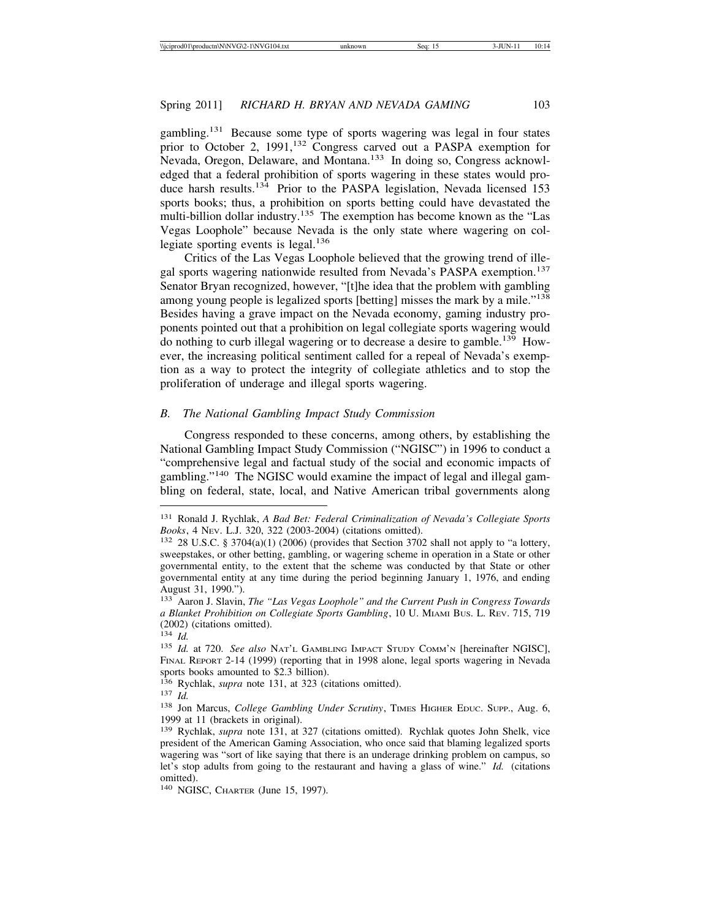gambling.[131] Because some type of sports wagering was legal in four states prior to October 2, 1991,[132] Congress carved out a PASPA exemption for Nevada, Oregon, Delaware, and Montana.[133] In doing so, Congress acknowledged that a federal prohibition of sports wagering in these states would produce harsh results.[134] Prior to the PASPA legislation, Nevada licensed 153 sports books; thus, a prohibition on sports betting could have devastated the multi-billion dollar industry.[135] The exemption has become known as the "Las Vegas Loophole" because Nevada is the only state where wagering on collegiate sporting events is legal.[136]

Critics of the Las Vegas Loophole believed that the growing trend of illegal sports wagering nationwide resulted from Nevada's PASPA exemption.[137] Senator Bryan recognized, however, "[t]he idea that the problem with gambling among young people is legalized sports [betting] misses the mark by a mile."[138] Besides having a grave impact on the Nevada economy, gaming industry proponents pointed out that a prohibition on legal collegiate sports wagering would do nothing to curb illegal wagering or to decrease a desire to gamble.[139] However, the increasing political sentiment called for a repeal of Nevada's exemption as a way to protect the integrity of collegiate athletics and to stop the proliferation of underage and illegal sports wagering.

### *B. The National Gambling Impact Study Commission*

Congress responded to these concerns, among others, by establishing the National Gambling Impact Study Commission ("NGISC") in 1996 to conduct a "comprehensive legal and factual study of the social and economic impacts of gambling."[140] The NGISC would examine the impact of legal and illegal gambling on federal, state, local, and Native American tribal governments along

---

[131] Ronald J. Rychlak, *A Bad Bet: Federal Criminalization of Nevada's Collegiate Sports Books*, 4 Nev. L.J. 320, 322 (2003-2004) (citations omitted).

[132] 28 U.S.C. § 3704(a)(1) (2006) (provides that Section 3702 shall not apply to "a lottery, sweepstakes, or other betting, gambling, or wagering scheme in operation in a State or other governmental entity, to the extent that the scheme was conducted by that State or other governmental entity at any time during the period beginning January 1, 1976, and ending August 31, 1990.").

[133] Aaron J. Slavin, *The "Las Vegas Loophole" and the Current Push in Congress Towards a Blanket Prohibition on Collegiate Sports Gambling*, 10 U. Miami Bus. L. Rev. 715, 719 (2002) (citations omitted).

[134] *Id.*

[135] *Id.* at 720. *See also* Nat'l Gambling Impact Study Comm'n [hereinafter NGISC], Final Report 2-14 (1999) (reporting that in 1998 alone, legal sports wagering in Nevada sports books amounted to $2.3 billion).

[136] Rychlak, *supra* note 131, at 323 (citations omitted).

[137] *Id.*

[138] Jon Marcus, *College Gambling Under Scrutiny*, Times Higher Educ. Supp., Aug. 6, 1999 at 11 (brackets in original).

[139] Rychlak, *supra* note 131, at 327 (citations omitted). Rychlak quotes John Shelk, vice president of the American Gaming Association, who once said that blaming legalized sports wagering was "sort of like saying that there is an underage drinking problem on campus, so let's stop adults from going to the restaurant and having a glass of wine." *Id.* (citations omitted).

[140] NGISC, Charter (June 15, 1997).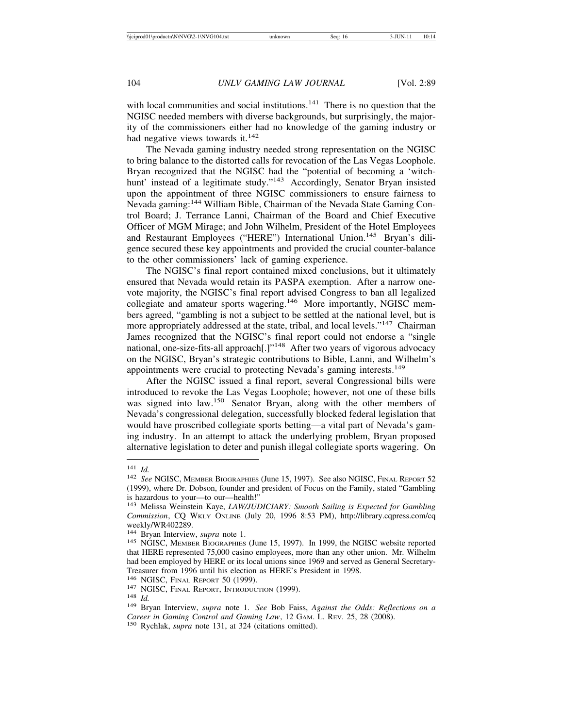with local communities and social institutions.[141] There is no question that the NGISC needed members with diverse backgrounds, but surprisingly, the majority of the commissioners either had no knowledge of the gaming industry or had negative views towards it.[142]

The Nevada gaming industry needed strong representation on the NGISC to bring balance to the distorted calls for revocation of the Las Vegas Loophole. Bryan recognized that the NGISC had the "potential of becoming a 'witch-hunt' instead of a legitimate study."[143] Accordingly, Senator Bryan insisted upon the appointment of three NGISC commissioners to ensure fairness to Nevada gaming:[144] William Bible, Chairman of the Nevada State Gaming Control Board; J. Terrance Lanni, Chairman of the Board and Chief Executive Officer of MGM Mirage; and John Wilhelm, President of the Hotel Employees and Restaurant Employees ("HERE") International Union.[145] Bryan's diligence secured these key appointments and provided the crucial counter-balance to the other commissioners' lack of gaming experience.

The NGISC's final report contained mixed conclusions, but it ultimately ensured that Nevada would retain its PASPA exemption. After a narrow one-vote majority, the NGISC's final report advised Congress to ban all legalized collegiate and amateur sports wagering.[146] More importantly, NGISC members agreed, "gambling is not a subject to be settled at the national level, but is more appropriately addressed at the state, tribal, and local levels."[147] Chairman James recognized that the NGISC's final report could not endorse a "single national, one-size-fits-all approach[.]"[148] After two years of vigorous advocacy on the NGISC, Bryan's strategic contributions to Bible, Lanni, and Wilhelm's appointments were crucial to protecting Nevada's gaming interests.[149]

After the NGISC issued a final report, several Congressional bills were introduced to revoke the Las Vegas Loophole; however, not one of these bills was signed into law.[150] Senator Bryan, along with the other members of Nevada's congressional delegation, successfully blocked federal legislation that would have proscribed collegiate sports betting—a vital part of Nevada's gaming industry. In an attempt to attack the underlying problem, Bryan proposed alternative legislation to deter and punish illegal collegiate sports wagering. On

---

[141] *Id.*

[142] *See* NGISC, MEMBER BIOGRAPHIES (June 15, 1997). See also NGISC, FINAL REPORT 52 (1999), where Dr. Dobson, founder and president of Focus on the Family, stated "Gambling is hazardous to your—to our—health!"

[143] Melissa Weinstein Kaye, *LAW/JUDICIARY: Smooth Sailing is Expected for Gambling Commission*, CQ WKLY ONLINE (July 20, 1996 8:53 PM), http://library.cqpress.com/cqweekly/WR402289.

[144] Bryan Interview, *supra* note 1.

[145] NGISC, MEMBER BIOGRAPHIES (June 15, 1997). In 1999, the NGISC website reported that HERE represented 75,000 casino employees, more than any other union. Mr. Wilhelm had been employed by HERE or its local unions since 1969 and served as General Secretary-Treasurer from 1996 until his election as HERE's President in 1998.

[146] NGISC, FINAL REPORT 50 (1999).

[147] NGISC, FINAL REPORT, INTRODUCTION (1999).

[148] *Id.*

[149] Bryan Interview, *supra* note 1. *See* Bob Faiss, *Against the Odds: Reflections on a Career in Gaming Control and Gaming Law*, 12 GAM. L. REV. 25, 28 (2008).

[150] Rychlak, *supra* note 131, at 324 (citations omitted).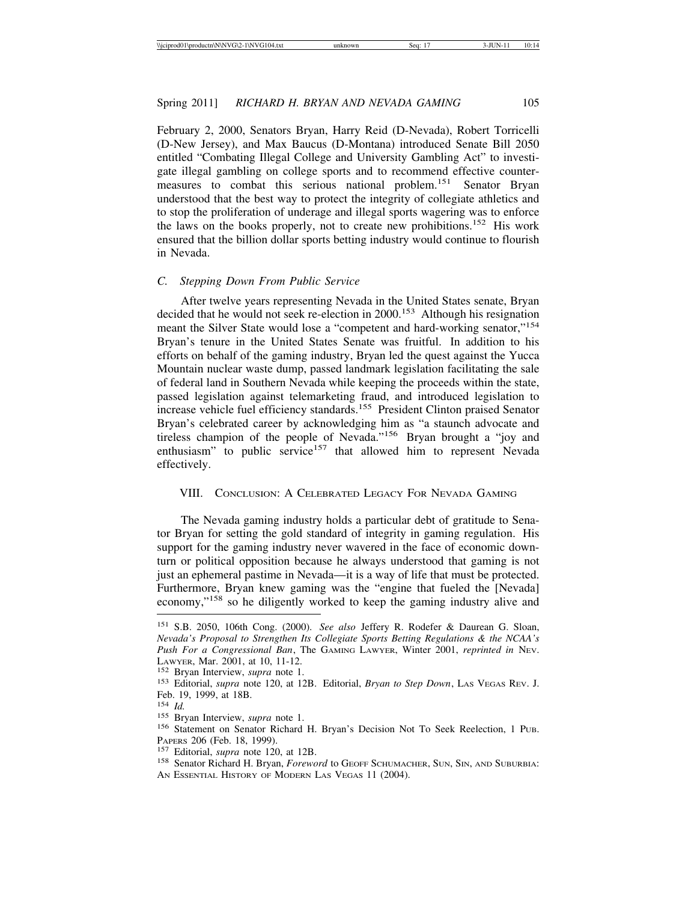February 2, 2000, Senators Bryan, Harry Reid (D-Nevada), Robert Torricelli (D-New Jersey), and Max Baucus (D-Montana) introduced Senate Bill 2050 entitled "Combating Illegal College and University Gambling Act" to investigate illegal gambling on college sports and to recommend effective countermeasures to combat this serious national problem.[151] Senator Bryan understood that the best way to protect the integrity of collegiate athletics and to stop the proliferation of underage and illegal sports wagering was to enforce the laws on the books properly, not to create new prohibitions.[152] His work ensured that the billion dollar sports betting industry would continue to flourish in Nevada.

### *C. Stepping Down From Public Service*

After twelve years representing Nevada in the United States senate, Bryan decided that he would not seek re-election in 2000.[153] Although his resignation meant the Silver State would lose a "competent and hard-working senator,"[154] Bryan's tenure in the United States Senate was fruitful. In addition to his efforts on behalf of the gaming industry, Bryan led the quest against the Yucca Mountain nuclear waste dump, passed landmark legislation facilitating the sale of federal land in Southern Nevada while keeping the proceeds within the state, passed legislation against telemarketing fraud, and introduced legislation to increase vehicle fuel efficiency standards.[155] President Clinton praised Senator Bryan's celebrated career by acknowledging him as "a staunch advocate and tireless champion of the people of Nevada."[156] Bryan brought a "joy and enthusiasm" to public service[157] that allowed him to represent Nevada effectively.

## VIII. Conclusion: A Celebrated Legacy For Nevada Gaming

The Nevada gaming industry holds a particular debt of gratitude to Senator Bryan for setting the gold standard of integrity in gaming regulation. His support for the gaming industry never wavered in the face of economic downturn or political opposition because he always understood that gaming is not just an ephemeral pastime in Nevada—it is a way of life that must be protected. Furthermore, Bryan knew gaming was the "engine that fueled the [Nevada] economy,"[158] so he diligently worked to keep the gaming industry alive and

---

[151] S.B. 2050, 106th Cong. (2000). *See also* Jeffery R. Rodefer & Daurean G. Sloan, *Nevada's Proposal to Strengthen Its Collegiate Sports Betting Regulations & the NCAA's Push For a Congressional Ban*, The Gaming Lawyer, Winter 2001, *reprinted in* Nev. Lawyer, Mar. 2001, at 10, 11-12.

[152] Bryan Interview, *supra* note 1.

[153] Editorial, *supra* note 120, at 12B. Editorial, *Bryan to Step Down*, Las Vegas Rev. J. Feb. 19, 1999, at 18B.

[154] *Id.*

[155] Bryan Interview, *supra* note 1.

[156] Statement on Senator Richard H. Bryan's Decision Not To Seek Reelection, 1 Pub. Papers 206 (Feb. 18, 1999).

[157] Editorial, *supra* note 120, at 12B.

[158] Senator Richard H. Bryan, *Foreword* to Geoff Schumacher, Sun, Sin, and Suburbia: An Essential History of Modern Las Vegas 11 (2004).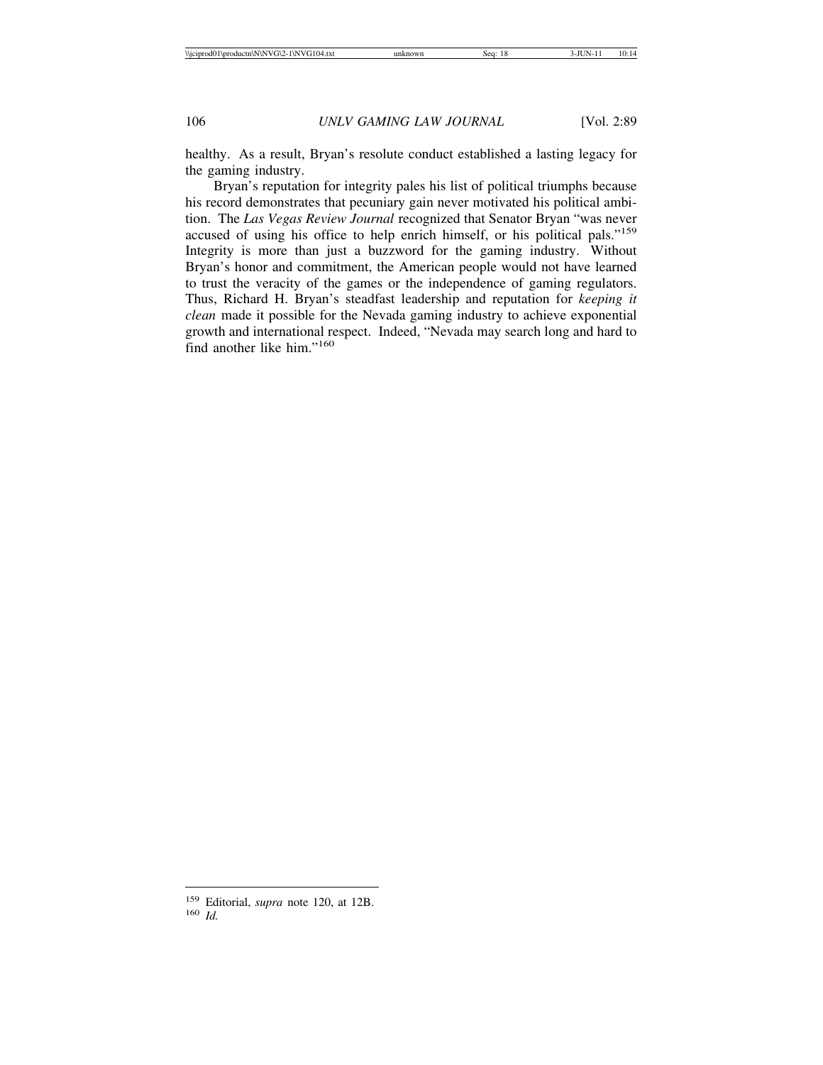healthy. As a result, Bryan's resolute conduct established a lasting legacy for the gaming industry.

Bryan's reputation for integrity pales his list of political triumphs because his record demonstrates that pecuniary gain never motivated his political ambition. The *Las Vegas Review Journal* recognized that Senator Bryan "was never accused of using his office to help enrich himself, or his political pals."[159] Integrity is more than just a buzzword for the gaming industry. Without Bryan's honor and commitment, the American people would not have learned to trust the veracity of the games or the independence of gaming regulators. Thus, Richard H. Bryan's steadfast leadership and reputation for *keeping it clean* made it possible for the Nevada gaming industry to achieve exponential growth and international respect. Indeed, "Nevada may search long and hard to find another like him."[160]

---

[159] Editorial, *supra* note 120, at 12B.
[160] *Id.*